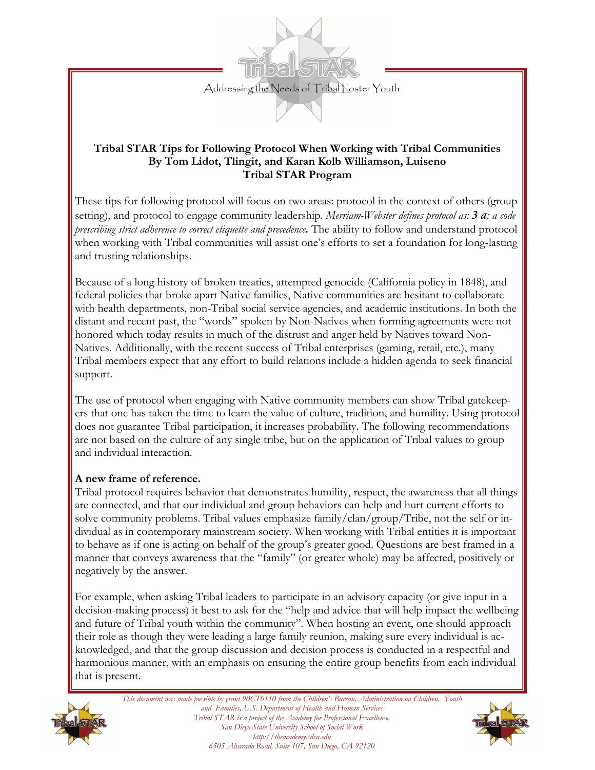Addressing the Needs of Tribal Foster Youth

**Tribal STAR Tips for Following Protocol When Working with Tribal Communities**
**By Tom Lidot, Tlingit, and Karan Kolb Williamson, Luiseno**
**Tribal STAR Program**

These tips for following protocol will focus on two areas: protocol in the context of others (group setting), and protocol to engage community leadership. *Merriam-Webster defines protocol as:* ***3 a****: a code prescribing strict adherence to correct etiquette and precedence***.** The ability to follow and understand protocol when working with Tribal communities will assist one's efforts to set a foundation for long-lasting and trusting relationships.

Because of a long history of broken treaties, attempted genocide (California policy in 1848), and federal policies that broke apart Native families, Native communities are hesitant to collaborate with health departments, non-Tribal social service agencies, and academic institutions. In both the distant and recent past, the "words" spoken by Non-Natives when forming agreements were not honored which today results in much of the distrust and anger held by Natives toward Non-Natives. Additionally, with the recent success of Tribal enterprises (gaming, retail, etc.), many Tribal members expect that any effort to build relations include a hidden agenda to seek financial support.

The use of protocol when engaging with Native community members can show Tribal gatekeepers that one has taken the time to learn the value of culture, tradition, and humility. Using protocol does not guarantee Tribal participation, it increases probability. The following recommendations are not based on the culture of any single tribe, but on the application of Tribal values to group and individual interaction.

**A new frame of reference.**
Tribal protocol requires behavior that demonstrates humility, respect, the awareness that all things are connected, and that our individual and group behaviors can help and hurt current efforts to solve community problems. Tribal values emphasize family/clan/group/Tribe, not the self or individual as in contemporary mainstream society. When working with Tribal entities it is important to behave as if one is acting on behalf of the group's greater good. Questions are best framed in a manner that conveys awareness that the "family" (or greater whole) may be affected, positively or negatively by the answer.

For example, when asking Tribal leaders to participate in an advisory capacity (or give input in a decision-making process) it best to ask for the "help and advice that will help impact the wellbeing and future of Tribal youth within the community". When hosting an event, one should approach their role as though they were leading a large family reunion, making sure every individual is acknowledged, and that the group discussion and decision process is conducted in a respectful and harmonious manner, with an emphasis on ensuring the entire group benefits from each individual that is present.

*This document was made possible by grant 90CT0110 from the Children's Bureau, Administration on Children, Youth and Families, U.S. Department of Health and Human Services*
*Tribal STAR is a project of the Academy for Professional Excellence,*
*San Diego State University School of Social Work*
*http://theacademy.sdsu.edu*
*6505 Alvarado Road, Suite 107, San Diego, CA 92120*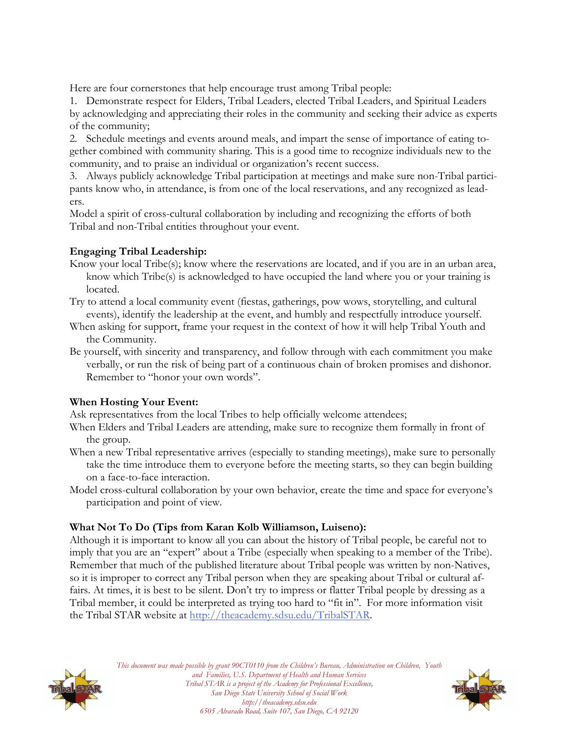Here are four cornerstones that help encourage trust among Tribal people:

1. Demonstrate respect for Elders, Tribal Leaders, elected Tribal Leaders, and Spiritual Leaders by acknowledging and appreciating their roles in the community and seeking their advice as experts of the community;
2. Schedule meetings and events around meals, and impart the sense of importance of eating together combined with community sharing. This is a good time to recognize individuals new to the community, and to praise an individual or organization's recent success.
3. Always publicly acknowledge Tribal participation at meetings and make sure non-Tribal participants know who, in attendance, is from one of the local reservations, and any recognized as leaders.

Model a spirit of cross-cultural collaboration by including and recognizing the efforts of both Tribal and non-Tribal entities throughout your event.

**Engaging Tribal Leadership:**

Know your local Tribe(s); know where the reservations are located, and if you are in an urban area, know which Tribe(s) is acknowledged to have occupied the land where you or your training is located.

Try to attend a local community event (fiestas, gatherings, pow wows, storytelling, and cultural events), identify the leadership at the event, and humbly and respectfully introduce yourself.

When asking for support, frame your request in the context of how it will help Tribal Youth and the Community.

Be yourself, with sincerity and transparency, and follow through with each commitment you make verbally, or run the risk of being part of a continuous chain of broken promises and dishonor. Remember to "honor your own words".

**When Hosting Your Event:**

Ask representatives from the local Tribes to help officially welcome attendees;

When Elders and Tribal Leaders are attending, make sure to recognize them formally in front of the group.

When a new Tribal representative arrives (especially to standing meetings), make sure to personally take the time introduce them to everyone before the meeting starts, so they can begin building on a face-to-face interaction.

Model cross-cultural collaboration by your own behavior, create the time and space for everyone's participation and point of view.

**What Not To Do (Tips from Karan Kolb Williamson, Luiseno):**

Although it is important to know all you can about the history of Tribal people, be careful not to imply that you are an "expert" about a Tribe (especially when speaking to a member of the Tribe). Remember that much of the published literature about Tribal people was written by non-Natives, so it is improper to correct any Tribal person when they are speaking about Tribal or cultural affairs. At times, it is best to be silent. Don't try to impress or flatter Tribal people by dressing as a Tribal member, it could be interpreted as trying too hard to "fit in". For more information visit the Tribal STAR website at http://theacademy.sdsu.edu/TribalSTAR.

*This document was made possible by grant 90CT0110 from the Children's Bureau, Administration on Children, Youth and Families, U.S. Department of Health and Human Services*
*Tribal STAR is a project of the Academy for Professional Excellence, San Diego State University School of Social Work*
*http://theacademy.sdsu.edu*
*6505 Alvarado Road, Suite 107, San Diego, CA 92120*